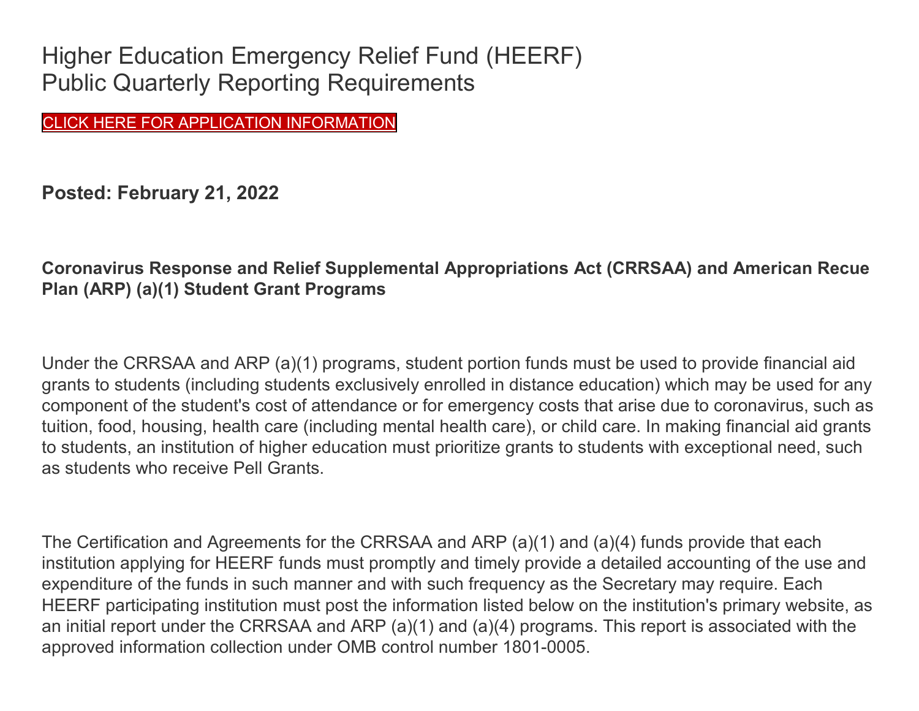# Higher Education Emergency Relief Fund (HEERF)
# Public Quarterly Reporting Requirements

CLICK HERE FOR APPLICATION INFORMATION

**Posted: February 21, 2022**

**Coronavirus Response and Relief Supplemental Appropriations Act (CRRSAA) and American Recue Plan (ARP) (a)(1) Student Grant Programs**

Under the CRRSAA and ARP (a)(1) programs, student portion funds must be used to provide financial aid grants to students (including students exclusively enrolled in distance education) which may be used for any component of the student's cost of attendance or for emergency costs that arise due to coronavirus, such as tuition, food, housing, health care (including mental health care), or child care. In making financial aid grants to students, an institution of higher education must prioritize grants to students with exceptional need, such as students who receive Pell Grants.

The Certification and Agreements for the CRRSAA and ARP (a)(1) and (a)(4) funds provide that each institution applying for HEERF funds must promptly and timely provide a detailed accounting of the use and expenditure of the funds in such manner and with such frequency as the Secretary may require. Each HEERF participating institution must post the information listed below on the institution's primary website, as an initial report under the CRRSAA and ARP (a)(1) and (a)(4) programs. This report is associated with the approved information collection under OMB control number 1801-0005.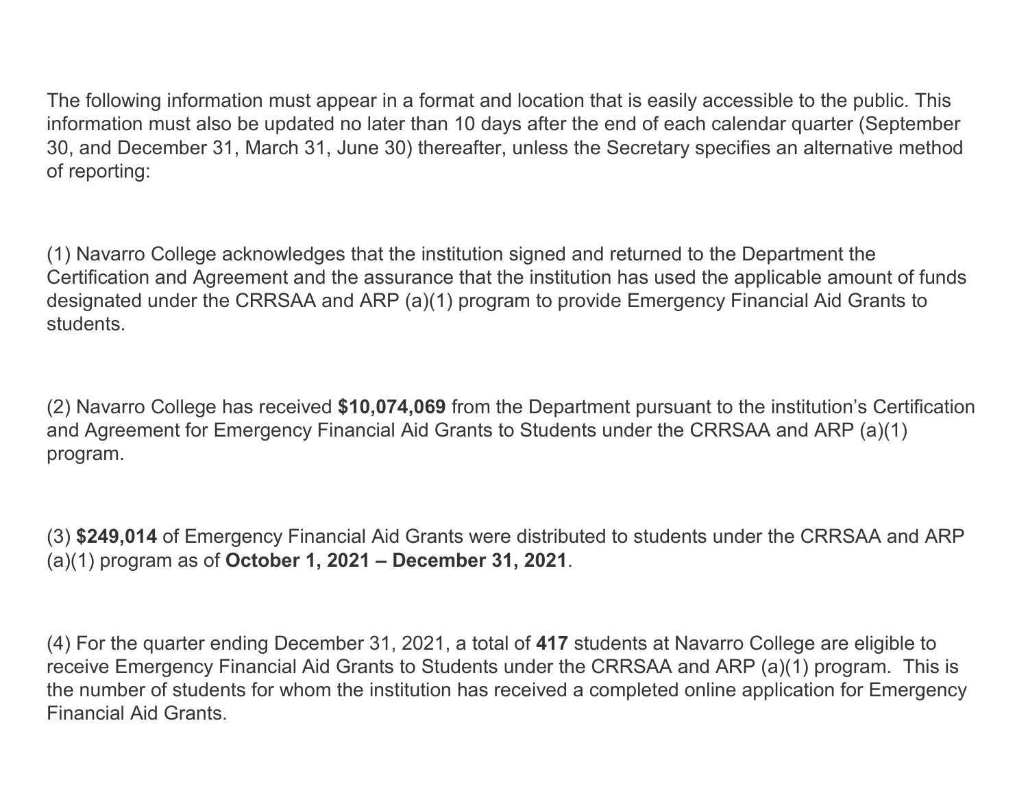The following information must appear in a format and location that is easily accessible to the public. This information must also be updated no later than 10 days after the end of each calendar quarter (September 30, and December 31, March 31, June 30) thereafter, unless the Secretary specifies an alternative method of reporting:

(1) Navarro College acknowledges that the institution signed and returned to the Department the Certification and Agreement and the assurance that the institution has used the applicable amount of funds designated under the CRRSAA and ARP (a)(1) program to provide Emergency Financial Aid Grants to students.

(2) Navarro College has received **$10,074,069** from the Department pursuant to the institution's Certification and Agreement for Emergency Financial Aid Grants to Students under the CRRSAA and ARP (a)(1) program.

(3) **$249,014** of Emergency Financial Aid Grants were distributed to students under the CRRSAA and ARP (a)(1) program as of **October 1, 2021 – December 31, 2021**.

(4) For the quarter ending December 31, 2021, a total of **417** students at Navarro College are eligible to receive Emergency Financial Aid Grants to Students under the CRRSAA and ARP (a)(1) program. This is the number of students for whom the institution has received a completed online application for Emergency Financial Aid Grants.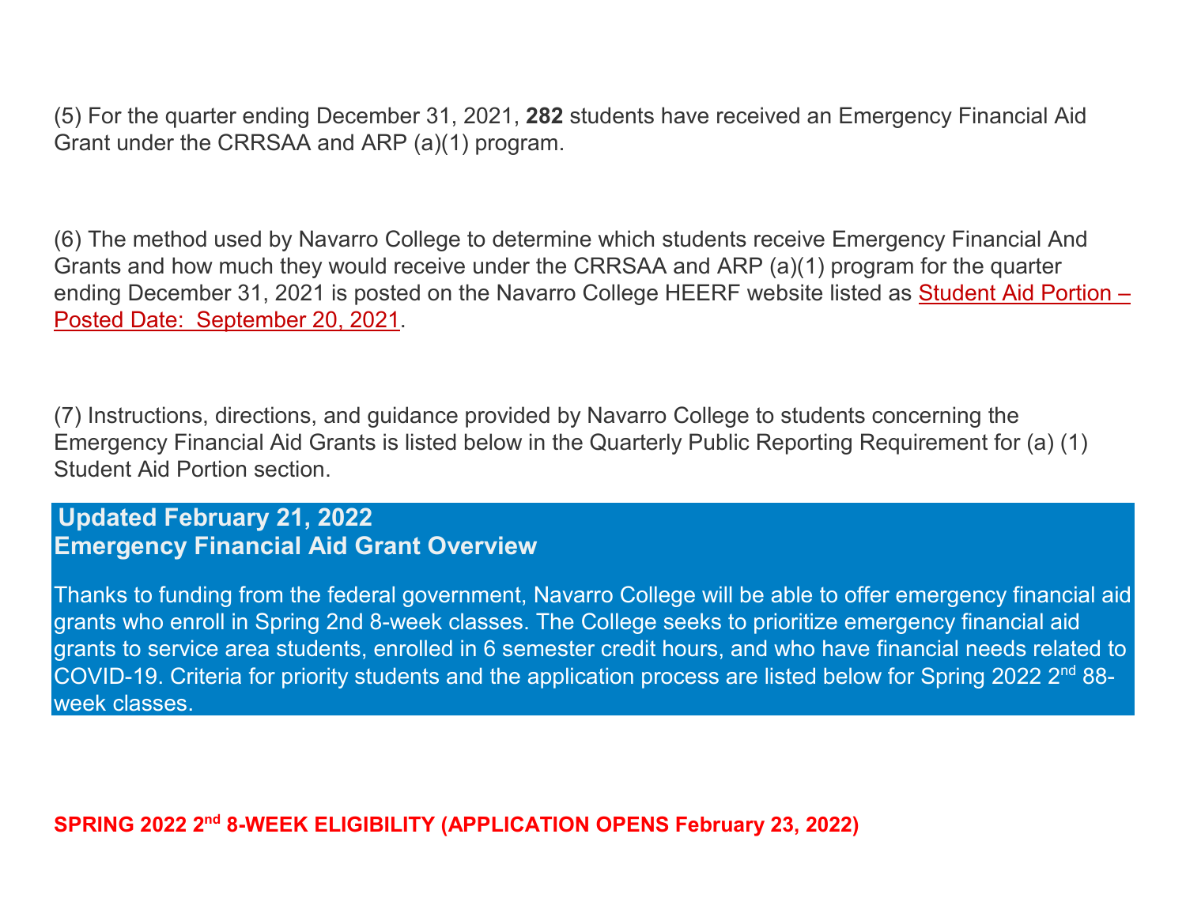(5) For the quarter ending December 31, 2021, **282** students have received an Emergency Financial Aid Grant under the CRRSAA and ARP (a)(1) program.

(6) The method used by Navarro College to determine which students receive Emergency Financial And Grants and how much they would receive under the CRRSAA and ARP (a)(1) program for the quarter ending December 31, 2021 is posted on the Navarro College HEERF website listed as Student Aid Portion – Posted Date: September 20, 2021.

(7) Instructions, directions, and guidance provided by Navarro College to students concerning the Emergency Financial Aid Grants is listed below in the Quarterly Public Reporting Requirement for (a) (1) Student Aid Portion section.

**Updated February 21, 2022**

## Emergency Financial Aid Grant Overview

Thanks to funding from the federal government, Navarro College will be able to offer emergency financial aid grants who enroll in Spring 2nd 8-week classes. The College seeks to prioritize emergency financial aid grants to service area students, enrolled in 6 semester credit hours, and who have financial needs related to COVID-19. Criteria for priority students and the application process are listed below for Spring 2022 2nd 88-week classes.

**SPRING 2022 2nd 8-WEEK ELIGIBILITY (APPLICATION OPENS February 23, 2022)**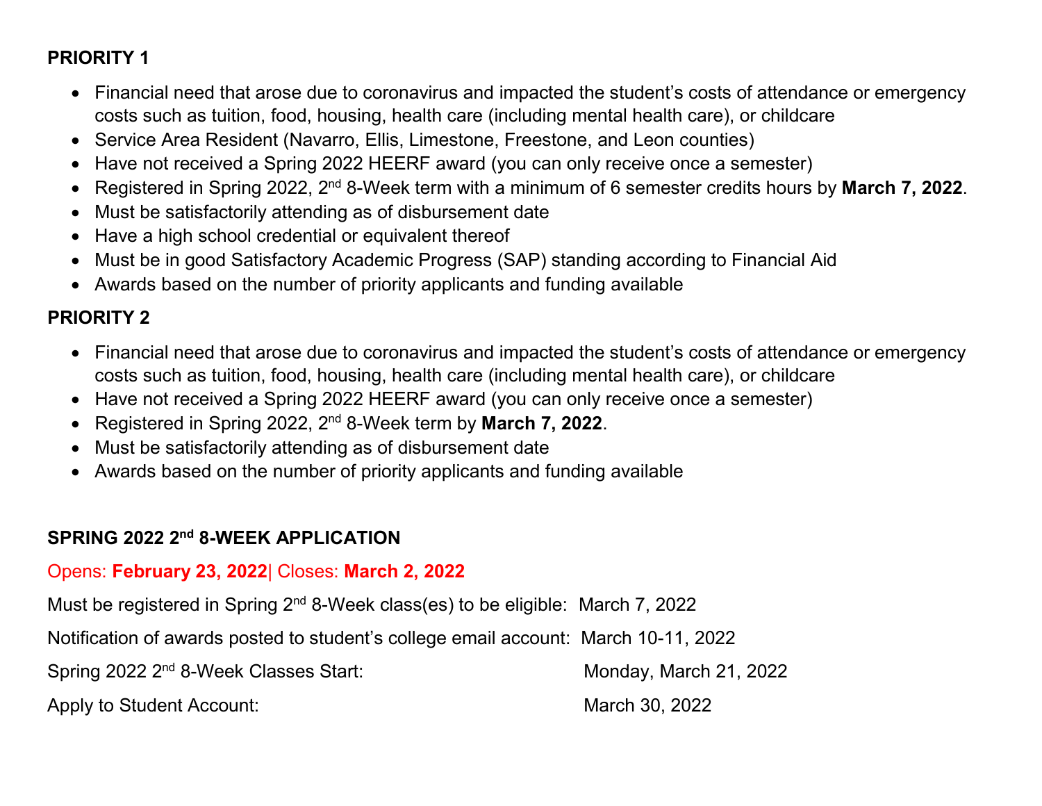**PRIORITY 1**

- Financial need that arose due to coronavirus and impacted the student's costs of attendance or emergency costs such as tuition, food, housing, health care (including mental health care), or childcare
- Service Area Resident (Navarro, Ellis, Limestone, Freestone, and Leon counties)
- Have not received a Spring 2022 HEERF award (you can only receive once a semester)
- Registered in Spring 2022, 2nd 8-Week term with a minimum of 6 semester credits hours by **March 7, 2022**.
- Must be satisfactorily attending as of disbursement date
- Have a high school credential or equivalent thereof
- Must be in good Satisfactory Academic Progress (SAP) standing according to Financial Aid
- Awards based on the number of priority applicants and funding available

**PRIORITY 2**

- Financial need that arose due to coronavirus and impacted the student's costs of attendance or emergency costs such as tuition, food, housing, health care (including mental health care), or childcare
- Have not received a Spring 2022 HEERF award (you can only receive once a semester)
- Registered in Spring 2022, 2nd 8-Week term by **March 7, 2022**.
- Must be satisfactorily attending as of disbursement date
- Awards based on the number of priority applicants and funding available

**SPRING 2022 2nd 8-WEEK APPLICATION**

Opens: **February 23, 2022**| Closes: **March 2, 2022**

Must be registered in Spring 2nd 8-Week class(es) to be eligible: March 7, 2022

Notification of awards posted to student's college email account: March 10-11, 2022

Spring 2022 2nd 8-Week Classes Start: Monday, March 21, 2022

Apply to Student Account: March 30, 2022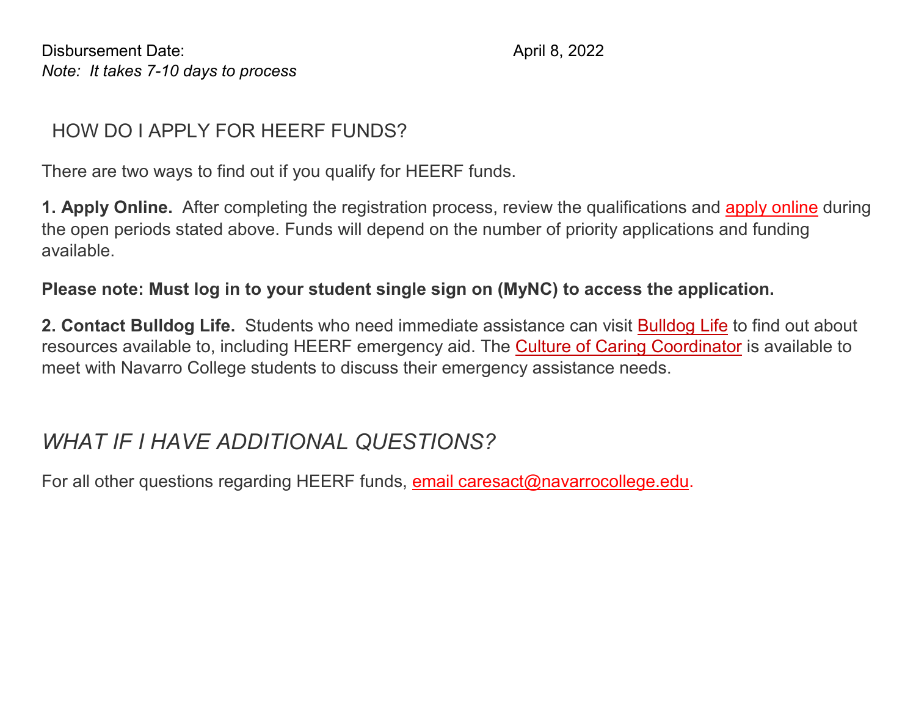Disbursement Date: April 8, 2022

*Note: It takes 7-10 days to process*

## HOW DO I APPLY FOR HEERF FUNDS?

There are two ways to find out if you qualify for HEERF funds.

**1. Apply Online.** After completing the registration process, review the qualifications and apply online during the open periods stated above. Funds will depend on the number of priority applications and funding available.

**Please note: Must log in to your student single sign on (MyNC) to access the application.**

**2. Contact Bulldog Life.** Students who need immediate assistance can visit Bulldog Life to find out about resources available to, including HEERF emergency aid. The Culture of Caring Coordinator is available to meet with Navarro College students to discuss their emergency assistance needs.

## *WHAT IF I HAVE ADDITIONAL QUESTIONS?*

For all other questions regarding HEERF funds, email caresact@navarrocollege.edu.